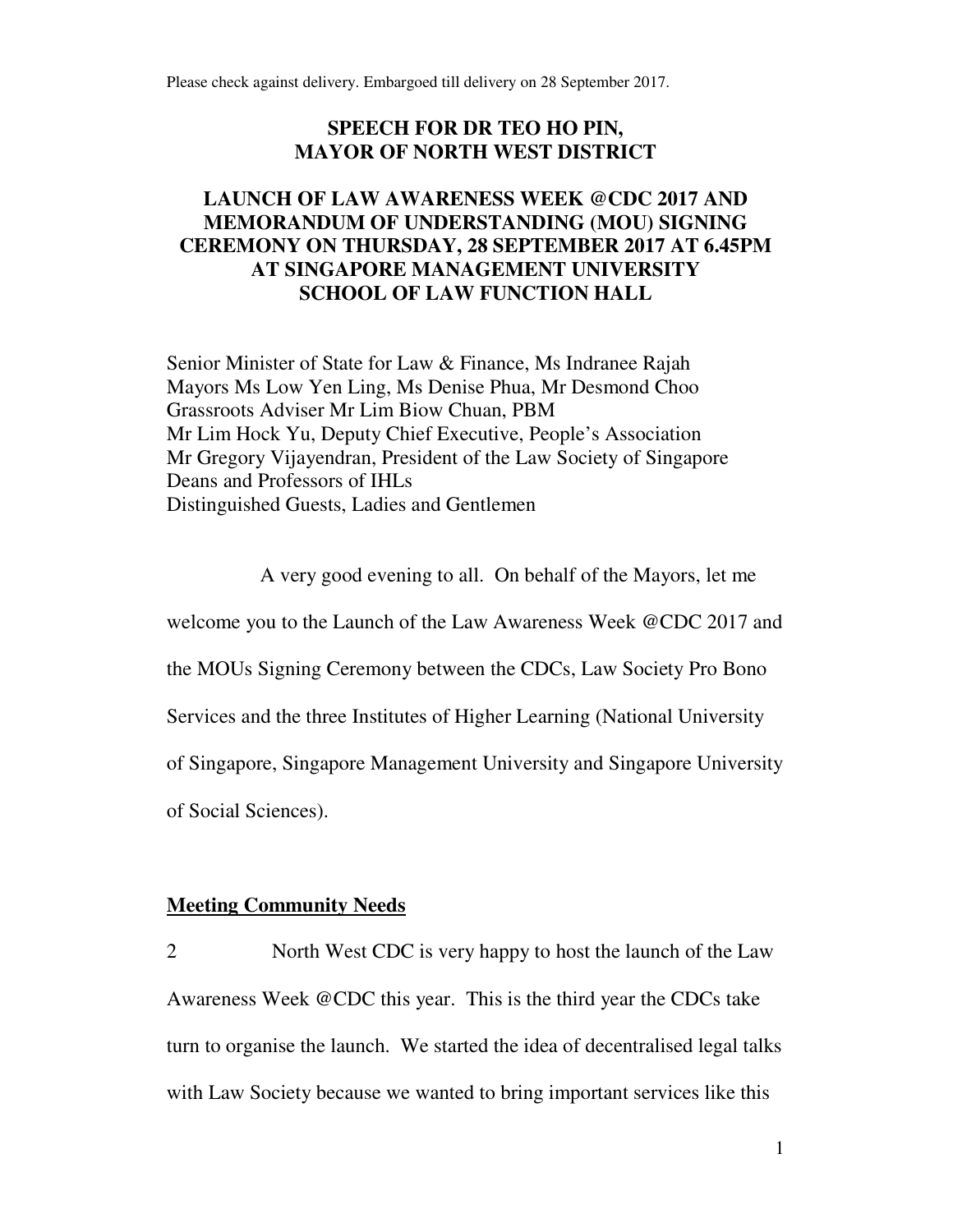Please check against delivery. Embargoed till delivery on 28 September 2017.

# SPEECH FOR DR TEO HO PIN, MAYOR OF NORTH WEST DISTRICT

## LAUNCH OF LAW AWARENESS WEEK @CDC 2017 AND MEMORANDUM OF UNDERSTANDING (MOU) SIGNING CEREMONY ON THURSDAY, 28 SEPTEMBER 2017 AT 6.45PM AT SINGAPORE MANAGEMENT UNIVERSITY SCHOOL OF LAW FUNCTION HALL

Senior Minister of State for Law & Finance, Ms Indranee Rajah
Mayors Ms Low Yen Ling, Ms Denise Phua, Mr Desmond Choo
Grassroots Adviser Mr Lim Biow Chuan, PBM
Mr Lim Hock Yu, Deputy Chief Executive, People's Association
Mr Gregory Vijayendran, President of the Law Society of Singapore
Deans and Professors of IHLs
Distinguished Guests, Ladies and Gentlemen

A very good evening to all. On behalf of the Mayors, let me welcome you to the Launch of the Law Awareness Week @CDC 2017 and the MOUs Signing Ceremony between the CDCs, Law Society Pro Bono Services and the three Institutes of Higher Learning (National University of Singapore, Singapore Management University and Singapore University of Social Sciences).

**Meeting Community Needs**

2 North West CDC is very happy to host the launch of the Law Awareness Week @CDC this year. This is the third year the CDCs take turn to organise the launch. We started the idea of decentralised legal talks with Law Society because we wanted to bring important services like this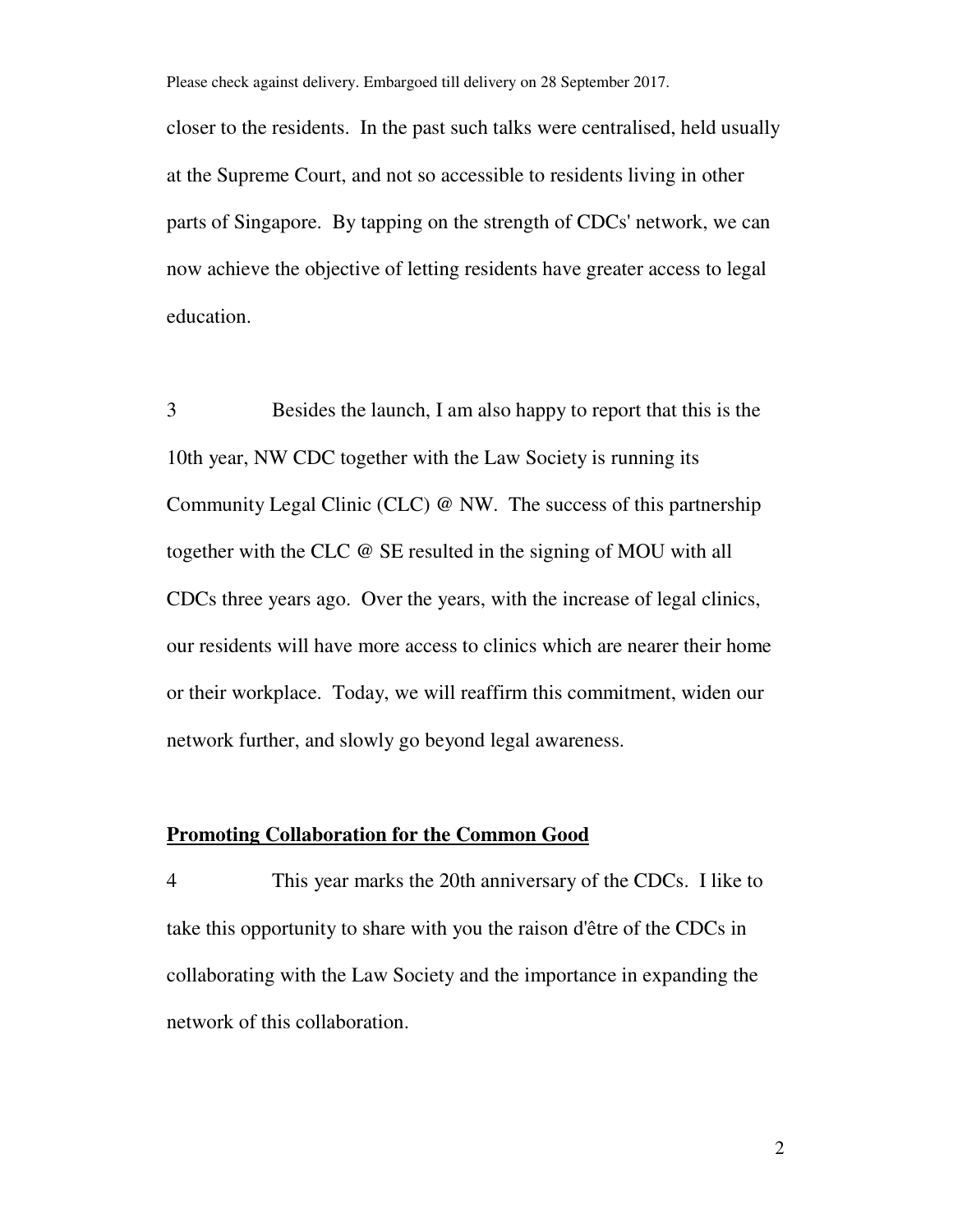closer to the residents. In the past such talks were centralised, held usually at the Supreme Court, and not so accessible to residents living in other parts of Singapore. By tapping on the strength of CDCs' network, we can now achieve the objective of letting residents have greater access to legal education.

3 Besides the launch, I am also happy to report that this is the 10th year, NW CDC together with the Law Society is running its Community Legal Clinic (CLC) @ NW. The success of this partnership together with the CLC @ SE resulted in the signing of MOU with all CDCs three years ago. Over the years, with the increase of legal clinics, our residents will have more access to clinics which are nearer their home or their workplace. Today, we will reaffirm this commitment, widen our network further, and slowly go beyond legal awareness.

**Promoting Collaboration for the Common Good**

4 This year marks the 20th anniversary of the CDCs. I like to take this opportunity to share with you the raison d'être of the CDCs in collaborating with the Law Society and the importance in expanding the network of this collaboration.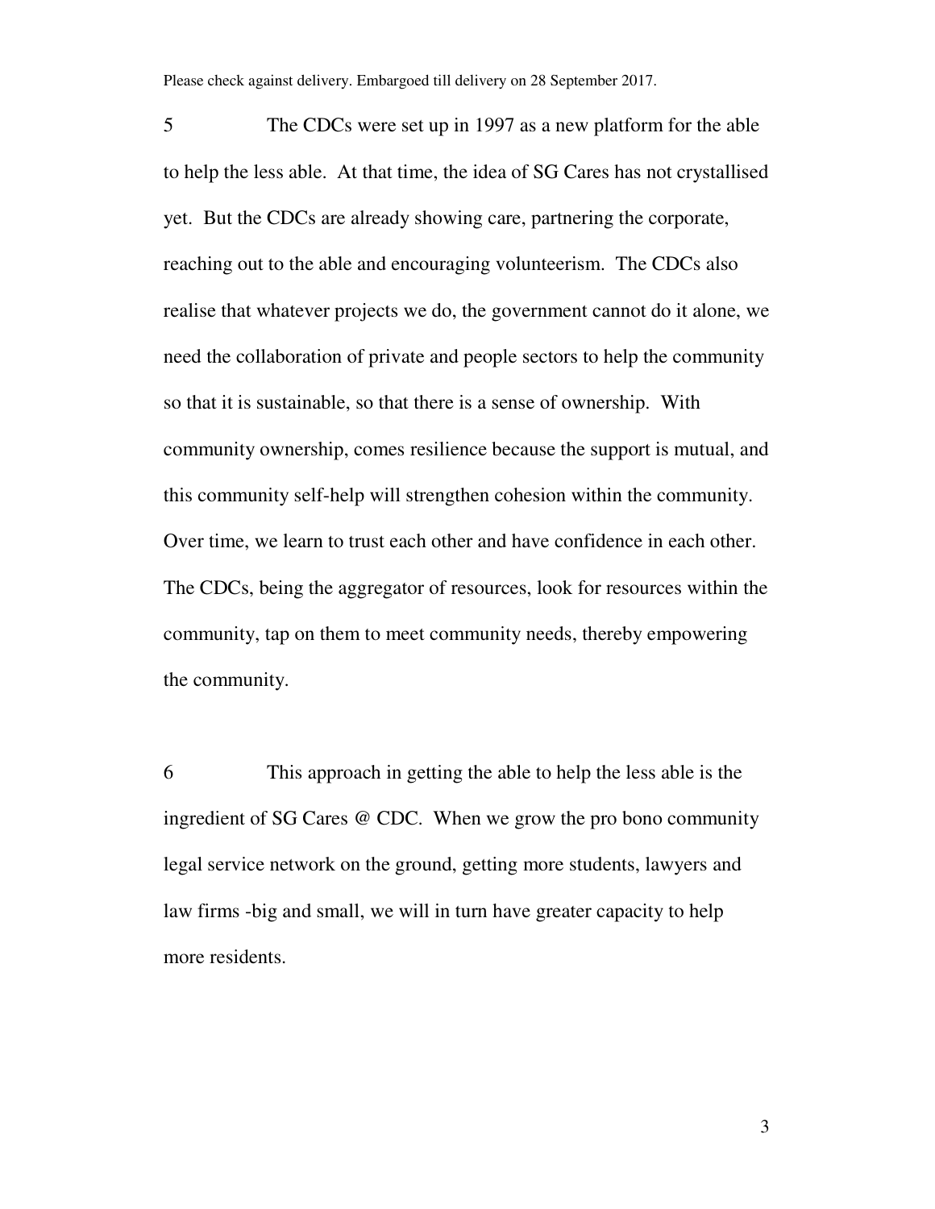5 The CDCs were set up in 1997 as a new platform for the able to help the less able. At that time, the idea of SG Cares has not crystallised yet. But the CDCs are already showing care, partnering the corporate, reaching out to the able and encouraging volunteerism. The CDCs also realise that whatever projects we do, the government cannot do it alone, we need the collaboration of private and people sectors to help the community so that it is sustainable, so that there is a sense of ownership. With community ownership, comes resilience because the support is mutual, and this community self-help will strengthen cohesion within the community. Over time, we learn to trust each other and have confidence in each other. The CDCs, being the aggregator of resources, look for resources within the community, tap on them to meet community needs, thereby empowering the community.

6 This approach in getting the able to help the less able is the ingredient of SG Cares @ CDC. When we grow the pro bono community legal service network on the ground, getting more students, lawyers and law firms -big and small, we will in turn have greater capacity to help more residents.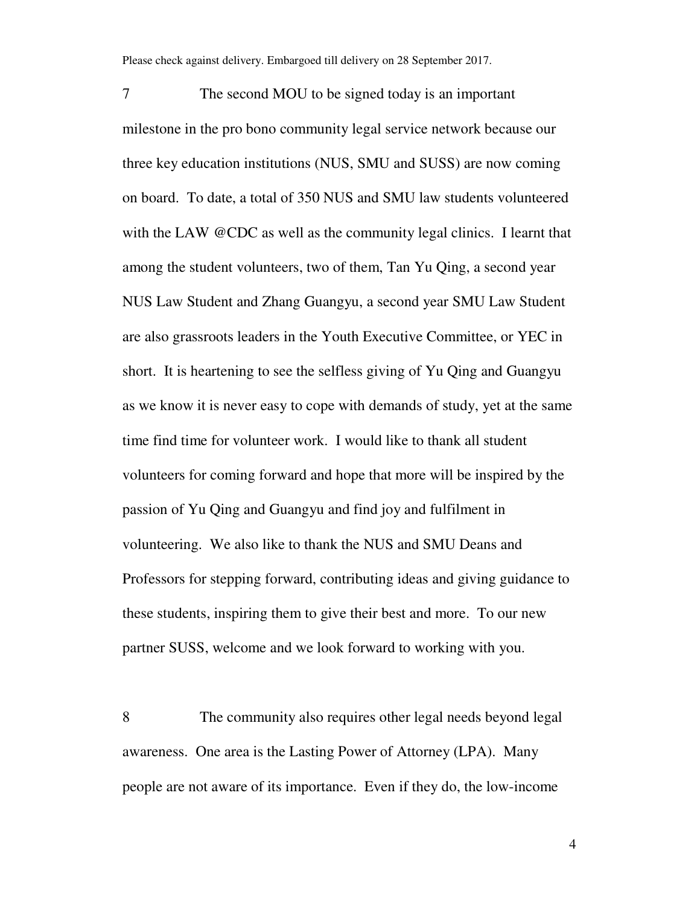7 The second MOU to be signed today is an important milestone in the pro bono community legal service network because our three key education institutions (NUS, SMU and SUSS) are now coming on board. To date, a total of 350 NUS and SMU law students volunteered with the LAW @CDC as well as the community legal clinics. I learnt that among the student volunteers, two of them, Tan Yu Qing, a second year NUS Law Student and Zhang Guangyu, a second year SMU Law Student are also grassroots leaders in the Youth Executive Committee, or YEC in short. It is heartening to see the selfless giving of Yu Qing and Guangyu as we know it is never easy to cope with demands of study, yet at the same time find time for volunteer work. I would like to thank all student volunteers for coming forward and hope that more will be inspired by the passion of Yu Qing and Guangyu and find joy and fulfilment in volunteering. We also like to thank the NUS and SMU Deans and Professors for stepping forward, contributing ideas and giving guidance to these students, inspiring them to give their best and more. To our new partner SUSS, welcome and we look forward to working with you.

8 The community also requires other legal needs beyond legal awareness. One area is the Lasting Power of Attorney (LPA). Many people are not aware of its importance. Even if they do, the low-income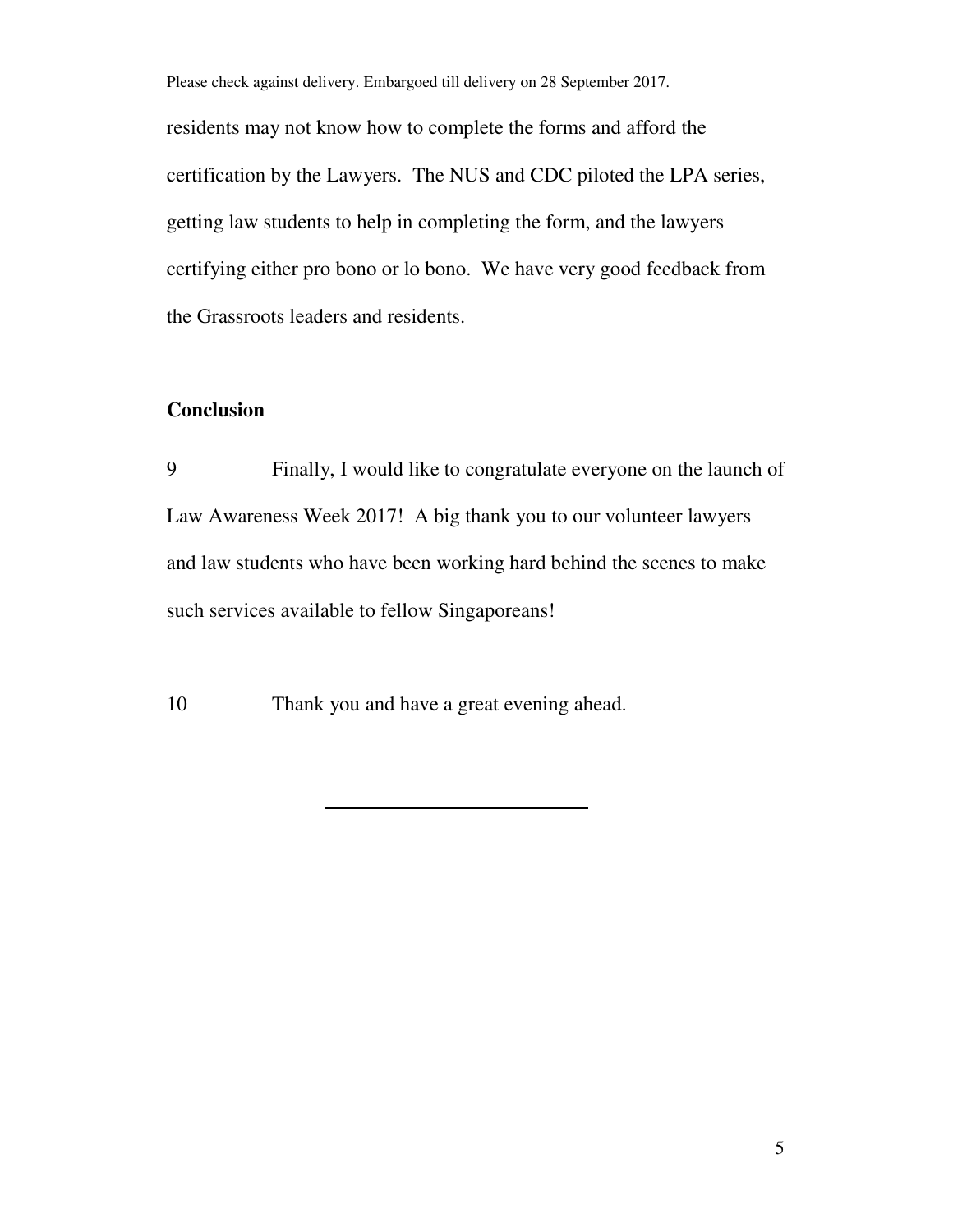residents may not know how to complete the forms and afford the certification by the Lawyers. The NUS and CDC piloted the LPA series, getting law students to help in completing the form, and the lawyers certifying either pro bono or lo bono. We have very good feedback from the Grassroots leaders and residents.

**Conclusion**

9 Finally, I would like to congratulate everyone on the launch of Law Awareness Week 2017! A big thank you to our volunteer lawyers and law students who have been working hard behind the scenes to make such services available to fellow Singaporeans!

10 Thank you and have a great evening ahead.